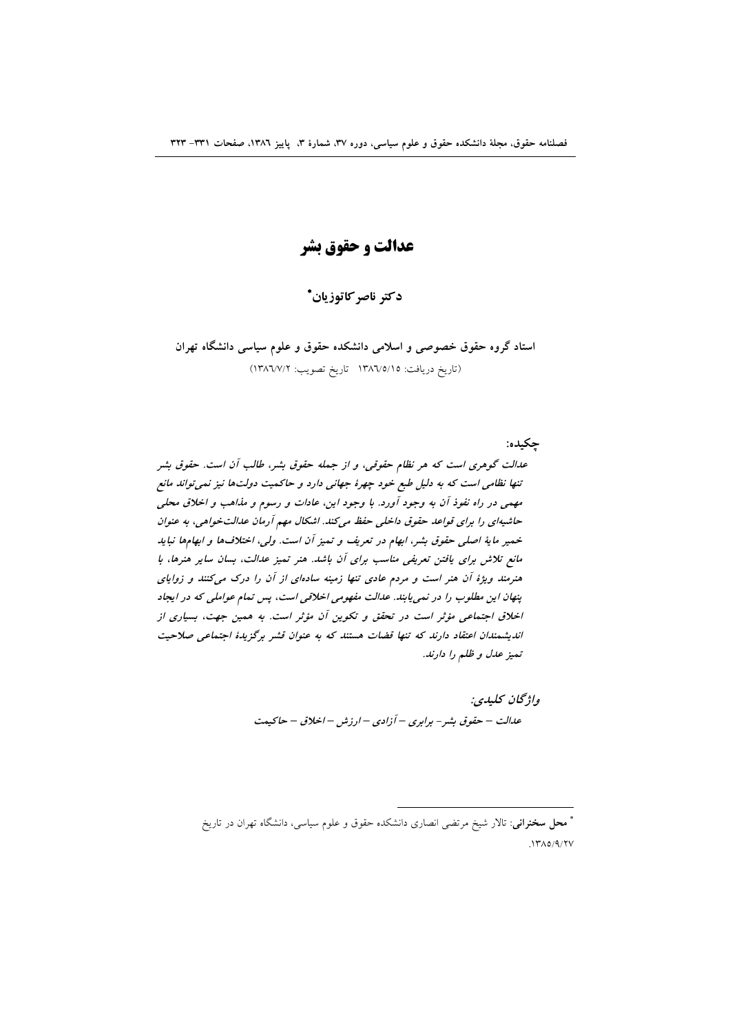# عدالت و حقوق بشر

**دکتر ناصر کاتوزیان***

**استاد گروه حقوق خصوصی و اسلامی دانشکده حقوق و علوم سیاسی دانشگاه تهران**

(تاریخ دریافت: ۱۳۸٦/٥/۱٥ تاریخ تصویب: ۱۳۸٦/۷/۲)

**چکیده:**

*عدالت گوهری است که هر نظام حقوقی، و از جمله حقوق بشر، طالب آن است. حقوق بشر تنها نظامی است که به دلیل طبع خود چهرهٔ جهانی دارد و حاکمیت دولت‌ها نیز نمی‌تواند مانع مهمی در راه نفوذ آن به وجود آورد. با وجود این، عادات و رسوم و مذاهب و اخلاق محلی حاشیه‌ای را برای قواعد حقوق داخلی حفظ می‌کند. اشکال مهم آرمان عدالت‌خواهی، به عنوان خمیر مایهٔ اصلی حقوق بشر، ابهام در تعریف و تمیز آن است. ولی، اختلاف‌ها و ابهام‌ها نباید مانع تلاش برای یافتن تعریفی مناسب برای آن باشد. هنر تمیز عدالت، بسان سایر هنرها، با هنرمند ویژهٔ آن هنر است و مردم عادی تنها زمینه ساده‌ای از آن را درک می‌کنند و زوایای پنهان این مطلوب را در نمی‌یابند. عدالت مفهومی اخلاقی است، پس تمام عواملی که در ایجاد اخلاق اجتماعی مؤثر است در تحقق و تکوین آن مؤثر است. به همین جهت، بسیاری از اندیشمندان اعتقاد دارند که تنها قضات هستند که به عنوان قشر برگزیدهٔ اجتماعی صلاحیت تمیز عدل و ظلم را دارند.*

*واژگان کلیدی:*

*عدالت – حقوق بشر – برابری – آزادی – ارزش – اخلاق – حاکمیت*

---

* **محل سخنرانی**: تالار شیخ مرتضی انصاری دانشکده حقوق و علوم سیاسی، دانشگاه تهران در تاریخ ۱۳۸٥/۹/۲۷.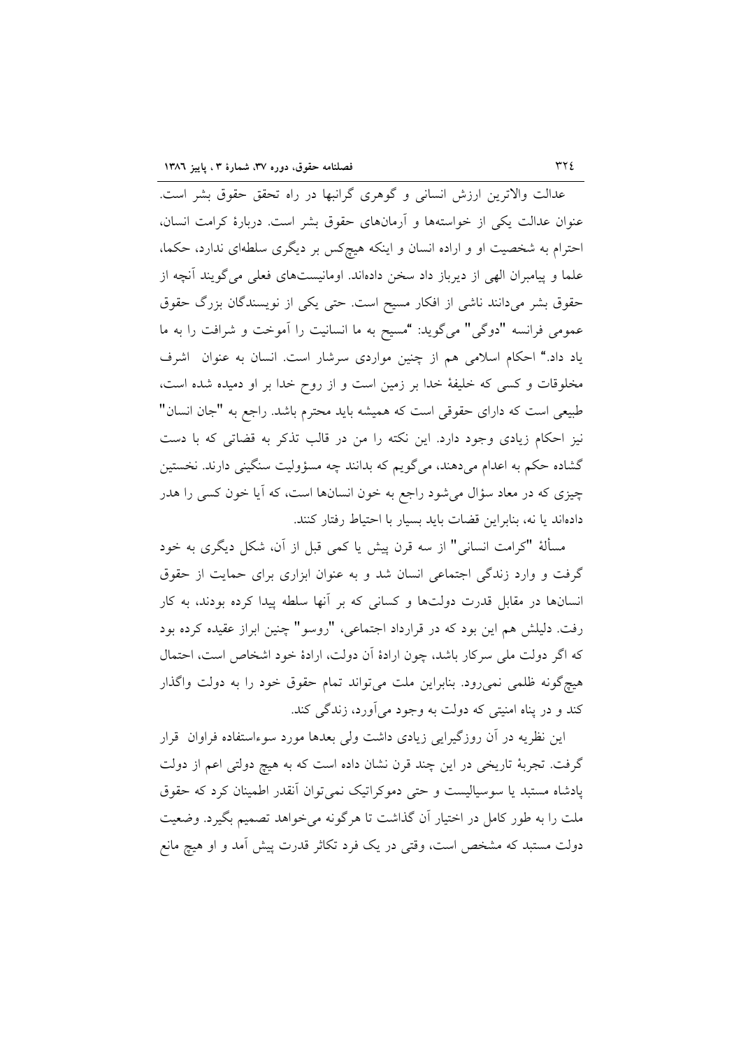عدالت والاترین ارزش انسانی و گوهری گرانبها در راه تحقق حقوق بشر است. عنوان عدالت یکی از خواسته‌ها و آرمان‌های حقوق بشر است. دربارهٔ کرامت انسان، احترام به شخصیت او و اراده انسان و اینکه هیچ‌کس بر دیگری سلطه‌ای ندارد، حکما، علما و پیامبران الهی از دیرباز داد سخن داده‌اند. اومانیست‌های فعلی می‌گویند آنچه از حقوق بشر می‌دانند ناشی از افکار مسیح است. حتی یکی از نویسندگان بزرگ حقوق عمومی فرانسه "دوگی" می‌گوید: "مسیح به ما انسانیت را آموخت و شرافت را به ما یاد داد." احکام اسلامی هم از چنین مواردی سرشار است. انسان به عنوان اشرف مخلوقات و کسی که خلیفهٔ خدا بر زمین است و از روح خدا بر او دمیده شده است، طبیعی است که دارای حقوقی است که همیشه باید محترم باشد. راجع به "جان انسان" نیز احکام زیادی وجود دارد. این نکته را من در قالب تذکر به قضاتی که با دست گشاده حکم به اعدام می‌دهند، می‌گویم که بدانند چه مسؤولیت سنگینی دارند. نخستین چیزی که در معاد سؤال می‌شود راجع به خون انسان‌ها است، که آیا خون کسی را هدر داده‌اند یا نه، بنابراین قضات باید بسیار با احتیاط رفتار کنند.

مسألهٔ "کرامت انسانی" از سه قرن پیش یا کمی قبل از آن، شکل دیگری به خود گرفت و وارد زندگی اجتماعی انسان شد و به عنوان ابزاری برای حمایت از حقوق انسان‌ها در مقابل قدرت دولت‌ها و کسانی که بر آنها سلطه پیدا کرده بودند، به کار رفت. دلیلش هم این بود که در قرارداد اجتماعی، "روسو" چنین ابراز عقیده کرده بود که اگر دولت ملی سرکار باشد، چون ارادهٔ آن دولت، ارادهٔ خود اشخاص است، احتمال هیچ‌گونه ظلمی نمی‌رود. بنابراین ملت می‌تواند تمام حقوق خود را به دولت واگذار کند و در پناه امنیتی که دولت به وجود می‌آورد، زندگی کند.

این نظریه در آن روزگیرایی زیادی داشت ولی بعدها مورد سوءاستفاده فراوان قرار گرفت. تجربهٔ تاریخی در این چند قرن نشان داده است که به هیچ دولتی اعم از دولت پادشاه مستبد یا سوسیالیست و حتی دموکراتیک نمی‌توان آنقدر اطمینان کرد که حقوق ملت را به طور کامل در اختیار آن گذاشت تا هرگونه می‌خواهد تصمیم بگیرد. وضعیت دولت مستبد که مشخص است، وقتی در یک فرد تکاثر قدرت پیش آمد و او هیچ مانع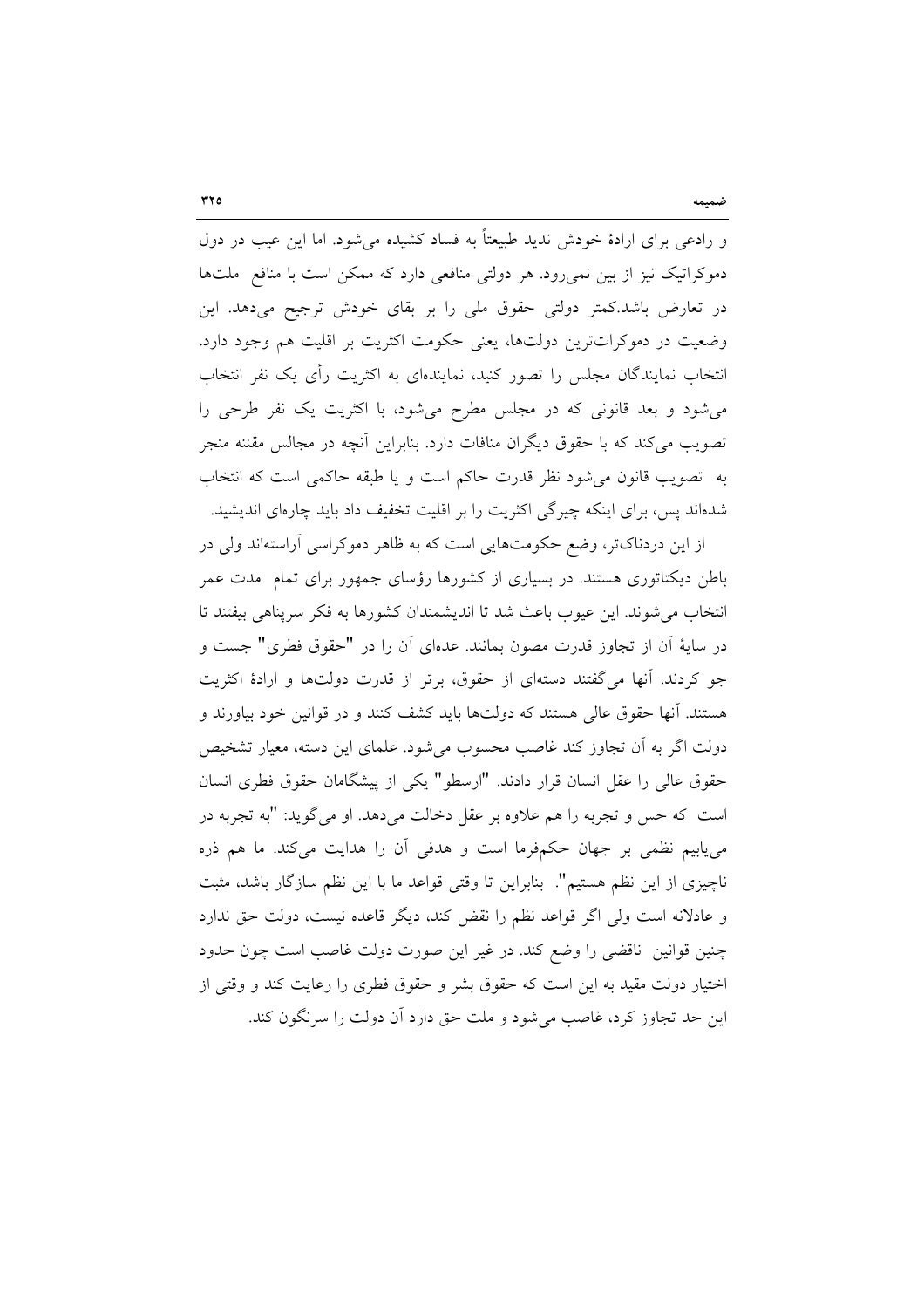و رادعی برای ارادهٔ خودش ندید طبیعتاً به فساد کشیده می‌شود. اما این عیب در دول دموکراتیک نیز از بین نمی‌رود. هر دولتی منافعی دارد که ممکن است با منافع ملت‌ها در تعارض باشد.کمتر دولتی حقوق ملی را بر بقای خودش ترجیح می‌دهد. این وضعیت در دموکرات‌ترین دولت‌ها، یعنی حکومت اکثریت بر اقلیت هم وجود دارد. انتخاب نمایندگان مجلس را تصور کنید، نماینده‌ای به اکثریت رأی یک نفر انتخاب می‌شود و بعد قانونی که در مجلس مطرح می‌شود، با اکثریت یک نفر طرحی را تصویب می‌کند که با حقوق دیگران منافات دارد. بنابراین آنچه در مجالس مقننه منجر به تصویب قانون می‌شود نظر قدرت حاکم است و یا طبقه حاکمی است که انتخاب شده‌اند پس، برای اینکه چیرگی اکثریت را بر اقلیت تخفیف داد باید چاره‌ای اندیشید.

از این دردناک‌تر، وضع حکومت‌هایی است که به ظاهر دموکراسی آراسته‌اند ولی در باطن دیکتاتوری هستند. در بسیاری از کشورها رؤسای جمهور برای تمام مدت عمر انتخاب می‌شوند. این عیوب باعث شد تا اندیشمندان کشورها به فکر سرپناهی بیفتند تا در سایهٔ آن از تجاوز قدرت مصون بمانند. عده‌ای آن را در "حقوق فطری" جست و جو کردند. آنها می‌گفتند دسته‌ای از حقوق، برتر از قدرت دولت‌ها و ارادهٔ اکثریت هستند. آنها حقوق عالی هستند که دولت‌ها باید کشف کنند و در قوانین خود بیاورند و دولت اگر به آن تجاوز کند غاصب محسوب می‌شود. علمای این دسته، معیار تشخیص حقوق عالی را عقل انسان قرار دادند. "ارسطو" یکی از پیشگامان حقوق فطری انسان است که حس و تجربه را هم علاوه بر عقل دخالت می‌دهد. او می‌گوید: "به تجربه در می‌یابیم نظمی بر جهان حکم‌فرما است و هدفی آن را هدایت می‌کند. ما هم ذره ناچیزی از این نظم هستیم". بنابراین تا وقتی قواعد ما با این نظم سازگار باشد، مثبت و عادلانه است ولی اگر قواعد نظم را نقض کند، دیگر قاعده نیست، دولت حق ندارد چنین قوانین ناقضی را وضع کند. در غیر این صورت دولت غاصب است چون حدود اختیار دولت مقید به این است که حقوق بشر و حقوق فطری را رعایت کند و وقتی از این حد تجاوز کرد، غاصب می‌شود و ملت حق دارد آن دولت را سرنگون کند.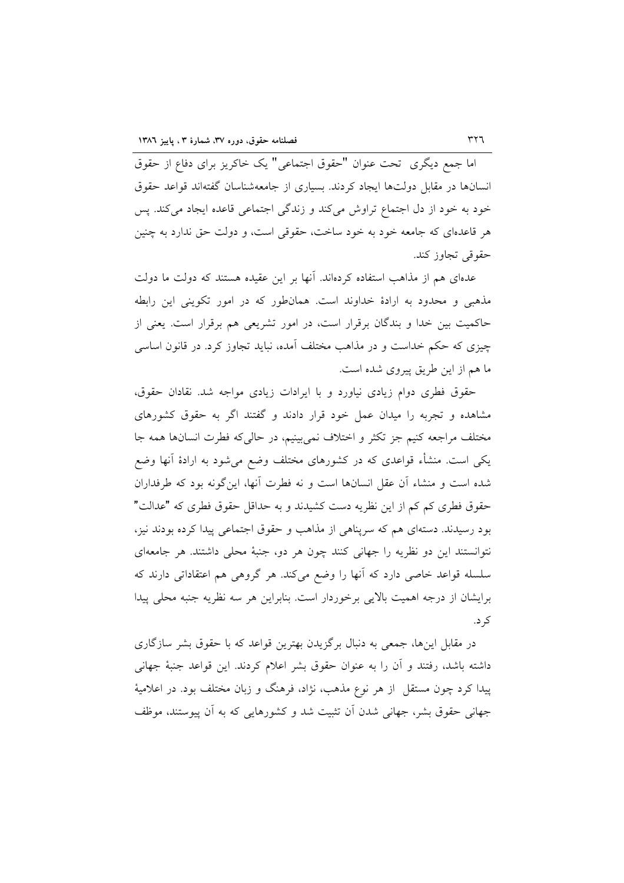اما جمع دیگری تحت عنوان "حقوق اجتماعی" یک خاکریز برای دفاع از حقوق انسان‌ها در مقابل دولت‌ها ایجاد کردند. بسیاری از جامعه‌شناسان گفته‌اند قواعد حقوق خود به خود از دل اجتماع تراوش می‌کند و زندگی اجتماعی قاعده ایجاد می‌کند. پس هر قاعده‌ای که جامعه خود به خود ساخت، حقوقی است، و دولت حق ندارد به چنین حقوقی تجاوز کند.

عده‌ای هم از مذاهب استفاده کرده‌اند. آنها بر این عقیده هستند که دولت ما دولت مذهبی و محدود به ارادهٔ خداوند است. همان‌طور که در امور تکوینی این رابطه حاکمیت بین خدا و بندگان برقرار است، در امور تشریعی هم برقرار است. یعنی از چیزی که حکم خداست و در مذاهب مختلف آمده، نباید تجاوز کرد. در قانون اساسی ما هم از این طریق پیروی شده است.

حقوق فطری دوام زیادی نیاورد و با ایرادات زیادی مواجه شد. نقادان حقوق، مشاهده و تجربه را میدان عمل خود قرار دادند و گفتند اگر به حقوق کشورهای مختلف مراجعه کنیم جز تکثر و اختلاف نمی‌بینیم، در حالی‌که فطرت انسان‌ها همه جا یکی است. منشأ قواعدی که در کشورهای مختلف وضع می‌شود به ارادهٔ آنها وضع شده است و منشاء آن عقل انسان‌ها است و نه فطرت آنها، این‌گونه بود که طرفداران حقوق فطری کم کم از این نظریه دست کشیدند و به حداقل حقوق فطری که "عدالت" بود رسیدند. دسته‌ای هم که سرپناهی از مذاهب و حقوق اجتماعی پیدا کرده بودند نیز، نتوانستند این دو نظریه را جهانی کنند چون هر دو، جنبهٔ محلی داشتند. هر جامعه‌ای سلسله قواعد خاصی دارد که آنها را وضع می‌کند. هر گروهی هم اعتقاداتی دارند که برایشان از درجه اهمیت بالایی برخوردار است. بنابراین هر سه نظریه جنبه محلی پیدا کرد.

در مقابل این‌ها، جمعی به دنبال برگزیدن بهترین قواعد که با حقوق بشر سازگاری داشته باشد، رفتند و آن را به عنوان حقوق بشر اعلام کردند. این قواعد جنبهٔ جهانی پیدا کرد چون مستقل از هر نوع مذهب، نژاد، فرهنگ و زبان مختلف بود. در اعلامیهٔ جهانی حقوق بشر، جهانی شدن آن تثبیت شد و کشورهایی که به آن پیوستند، موظف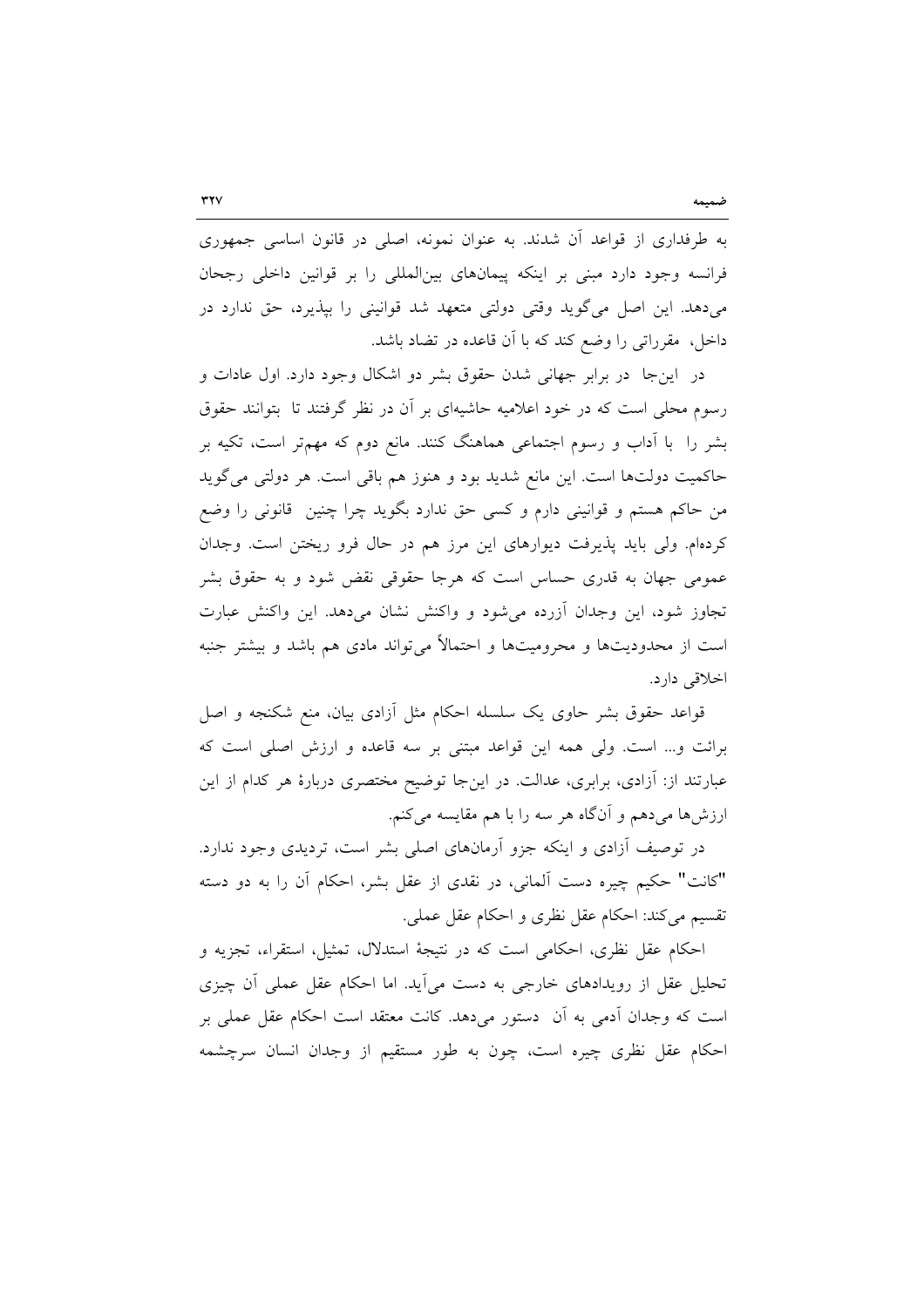به طرفداری از قواعد آن شدند. به عنوان نمونه، اصلی در قانون اساسی جمهوری فرانسه وجود دارد مبنی بر اینکه پیمان‌های بین‌المللی را بر قوانین داخلی رجحان می‌دهد. این اصل می‌گوید وقتی دولتی متعهد شد قوانینی را بپذیرد، حق ندارد در داخل، مقرراتی را وضع کند که با آن قاعده در تضاد باشد.

در این‌جا در برابر جهانی شدن حقوق بشر دو اشکال وجود دارد. اول عادات و رسوم محلی است که در خود اعلامیه حاشیه‌ای بر آن در نظر گرفتند تا بتوانند حقوق بشر را با آداب و رسوم اجتماعی هماهنگ کنند. مانع دوم که مهم‌تر است، تکیه بر حاکمیت دولت‌ها است. این مانع شدید بود و هنوز هم باقی است. هر دولتی می‌گوید من حاکم هستم و قوانینی دارم و کسی حق ندارد بگوید چرا چنین قانونی را وضع کرده‌ام. ولی باید پذیرفت دیوارهای این مرز هم در حال فرو ریختن است. وجدان عمومی جهان به قدری حساس است که هرجا حقوقی نقض شود و به حقوق بشر تجاوز شود، این وجدان آزرده می‌شود و واکنش نشان می‌دهد. این واکنش عبارت است از محدودیت‌ها و محرومیت‌ها و احتمالاً می‌تواند مادی هم باشد و بیشتر جنبه اخلاقی دارد.

قواعد حقوق بشر حاوی یک سلسله احکام مثل آزادی بیان، منع شکنجه و اصل برائت و... است. ولی همه این قواعد مبتنی بر سه قاعده و ارزش اصلی است که عبارتند از: آزادی، برابری، عدالت. در این‌جا توضیح مختصری دربارهٔ هر کدام از این ارزش‌ها می‌دهم و آنگاه هر سه را با هم مقایسه می‌کنم.

در توصیف آزادی و اینکه جزو آرمان‌های اصلی بشر است، تردیدی وجود ندارد. "کانت" حکیم چیره دست آلمانی، در نقدی از عقل بشر، احکام آن را به دو دسته تقسیم می‌کند: احکام عقل نظری و احکام عقل عملی.

احکام عقل نظری، احکامی است که در نتیجهٔ استدلال، تمثیل، استقراء، تجزیه و تحلیل عقل از رویدادهای خارجی به دست می‌آید. اما احکام عقل عملی آن چیزی است که وجدان آدمی به آن دستور می‌دهد. کانت معتقد است احکام عقل عملی بر احکام عقل نظری چیره است، چون به طور مستقیم از وجدان انسان سرچشمه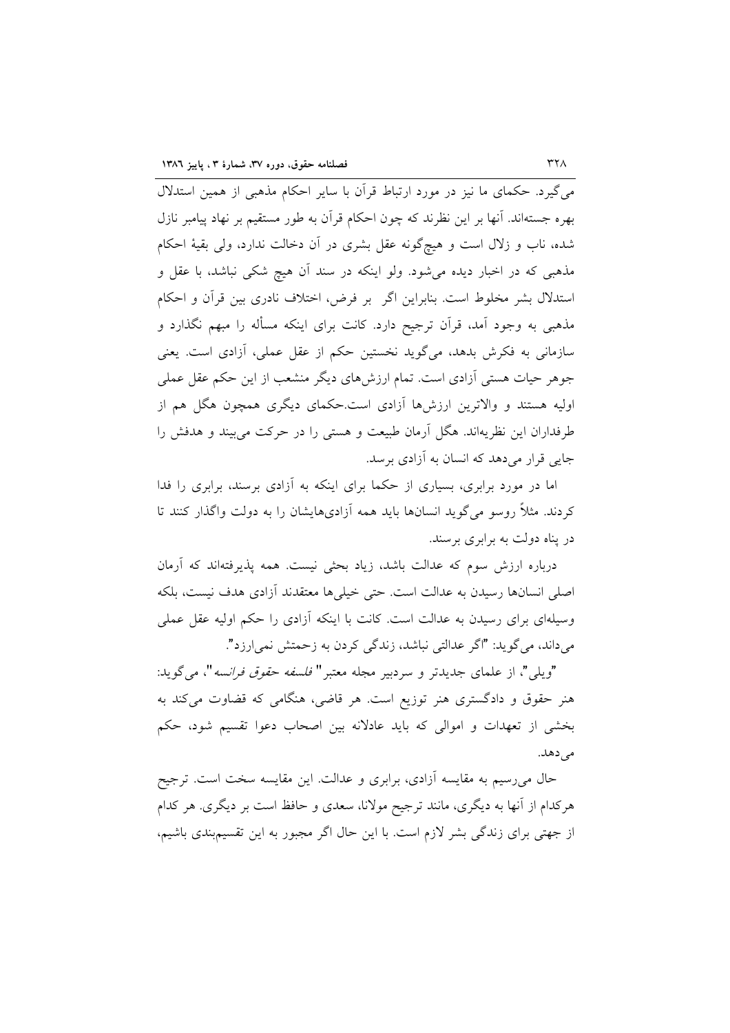می‌گیرد. حکمای ما نیز در مورد ارتباط قرآن با سایر احکام مذهبی از همین استدلال بهره جسته‌اند. آنها بر این نظرند که چون احکام قرآن به طور مستقیم بر نهاد پیامبر نازل شده، ناب و زلال است و هیچ‌گونه عقل بشری در آن دخالت ندارد، ولی بقیهٔ احکام مذهبی که در اخبار دیده می‌شود. ولو اینکه در سند آن هیچ شکی نباشد، با عقل و استدلال بشر مخلوط است. بنابراین اگر بر فرض، اختلاف نادری بین قرآن و احکام مذهبی به وجود آمد، قرآن ترجیح دارد. کانت برای اینکه مسأله را مبهم نگذارد و سازمانی به فکرش بدهد، می‌گوید نخستین حکم از عقل عملی، آزادی است. یعنی جوهر حیات هستی آزادی است. تمام ارزش‌های دیگر منشعب از این حکم عقل عملی اولیه هستند و والاترین ارزش‌ها آزادی است.حکمای دیگری همچون هگل هم از طرفداران این نظریه‌اند. هگل آرمان طبیعت و هستی را در حرکت می‌بیند و هدفش را جایی قرار می‌دهد که انسان به آزادی برسد.

اما در مورد برابری، بسیاری از حکما برای اینکه به آزادی برسند، برابری را فدا کردند. مثلاً روسو می‌گوید انسان‌ها باید همه آزادی‌هایشان را به دولت واگذار کنند تا در پناه دولت به برابری برسند.

درباره ارزش سوم که عدالت باشد، زیاد بحثی نیست. همه پذیرفته‌اند که آرمان اصلی انسان‌ها رسیدن به عدالت است. حتی خیلی‌ها معتقدند آزادی هدف نیست، بلکه وسیله‌ای برای رسیدن به عدالت است. کانت با اینکه آزادی را حکم اولیه عقل عملی می‌داند، می‌گوید: "اگر عدالتی نباشد، زندگی کردن به زحمتش نمی‌ارزد".

"ویلی"، از علمای جدیدتر و سردبیر مجله معتبر" *فلسفه حقوق فرانسه*"، می‌گوید: هنر حقوق و دادگستری هنر توزیع است. هر قاضی، هنگامی که قضاوت می‌کند به بخشی از تعهدات و اموالی که باید عادلانه بین اصحاب دعوا تقسیم شود، حکم می‌دهد.

حال می‌رسیم به مقایسه آزادی، برابری و عدالت. این مقایسه سخت است. ترجیح هرکدام از آنها به دیگری، مانند ترجیح مولانا، سعدی و حافظ است بر دیگری. هر کدام از جهتی برای زندگی بشر لازم است. با این حال اگر مجبور به این تقسیم‌بندی باشیم،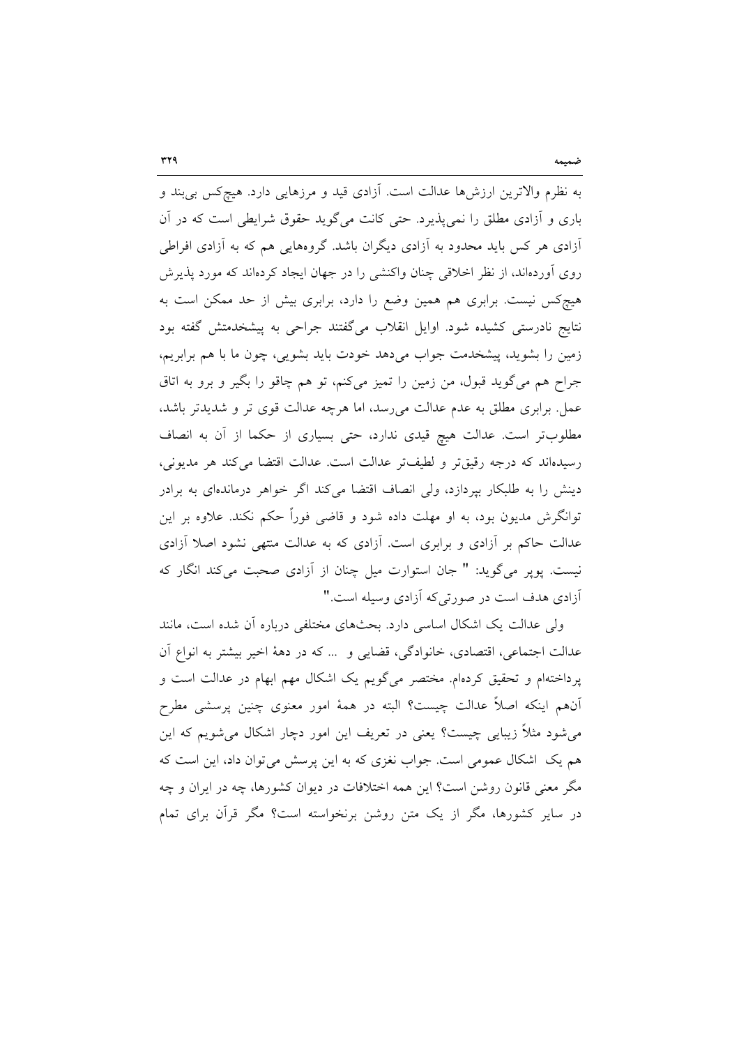به نظرم والاترین ارزش‌ها عدالت است. آزادی قید و مرزهایی دارد. هیچ‌کس بی‌بند و باری و آزادی مطلق را نمی‌پذیرد. حتی کانت می‌گوید حقوق شرایطی است که در آن آزادی هر کس باید محدود به آزادی دیگران باشد. گروه‌هایی هم که به آزادی افراطی روی آورده‌اند، از نظر اخلاقی چنان واکنشی را در جهان ایجاد کرده‌اند که مورد پذیرش هیچ‌کس نیست. برابری هم همین وضع را دارد، برابری بیش از حد ممکن است به نتایج نادرستی کشیده شود. اوایل انقلاب می‌گفتند جراحی به پیشخدمتش گفته بود زمین را بشوید، پیشخدمت جواب می‌دهد خودت باید بشویی، چون ما با هم برابریم، جراح هم می‌گوید قبول، من زمین را تمیز می‌کنم، تو هم چاقو را بگیر و برو به اتاق عمل. برابری مطلق به عدم عدالت می‌رسد، اما هرچه عدالت قوی تر و شدیدتر باشد، مطلوب‌تر است. عدالت هیچ قیدی ندارد، حتی بسیاری از حکما از آن به انصاف رسیده‌اند که درجه رقیق‌تر و لطیف‌تر عدالت است. عدالت اقتضا می‌کند هر مدیونی، دینش را به طلبکار بپردازد، ولی انصاف اقتضا می‌کند اگر خواهر درمانده‌ای به برادر توانگرش مدیون بود، به او مهلت داده شود و قاضی فوراً حکم نکند. علاوه بر این عدالت حاکم بر آزادی و برابری است. آزادی که به عدالت منتهی نشود اصلا آزادی نیست. پوپر می‌گوید: " جان استوارت میل چنان از آزادی صحبت می‌کند انگار که آزادی هدف است در صورتی‌که آزادی وسیله است."

ولی عدالت یک اشکال اساسی دارد. بحث‌های مختلفی درباره آن شده است، مانند عدالت اجتماعی، اقتصادی، خانوادگی، قضایی و ... که در دهۀ اخیر بیشتر به انواع آن پرداخته‌ام و تحقیق کرده‌ام. مختصر می‌گویم یک اشکال مهم ابهام در عدالت است و آن‌هم اینکه اصلاً عدالت چیست؟ البته در همۀ امور معنوی چنین پرسشی مطرح می‌شود مثلاً زیبایی چیست؟ یعنی در تعریف این امور دچار اشکال می‌شویم که این هم یک اشکال عمومی است. جواب نغزی که به این پرسش می‌توان داد، این است که مگر معنی قانون روشن است؟ این همه اختلافات در دیوان کشورها، چه در ایران و چه در سایر کشورها، مگر از یک متن روشن برنخواسته است؟ مگر قرآن برای تمام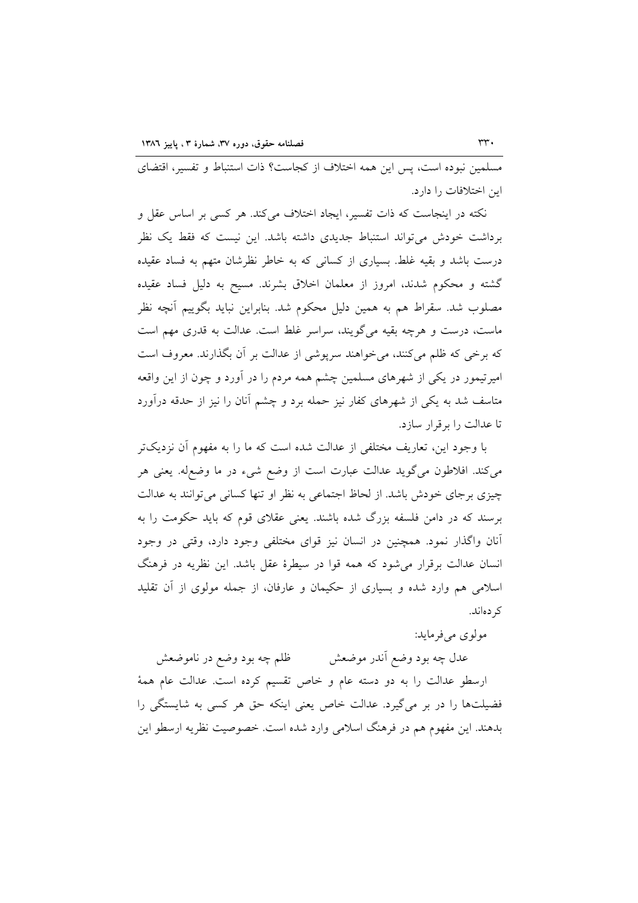مسلمین نبوده است، پس این همه اختلاف از کجاست؟ ذات استنباط و تفسیر، اقتضای این اختلافات را دارد.

نکته در اینجاست که ذات تفسیر، ایجاد اختلاف می‌کند. هر کسی بر اساس عقل و برداشت خودش می‌تواند استنباط جدیدی داشته باشد. این نیست که فقط یک نظر درست باشد و بقیه غلط. بسیاری از کسانی که به خاطر نظرشان متهم به فساد عقیده گشته و محکوم شدند، امروز از معلمان اخلاق بشرند. مسیح به دلیل فساد عقیده مصلوب شد. سقراط هم به همین دلیل محکوم شد. بنابراین نباید بگوییم آنچه نظر ماست، درست و هرچه بقیه می‌گویند، سراسر غلط است. عدالت به قدری مهم است که برخی که ظلم می‌کنند، می‌خواهند سرپوشی از عدالت بر آن بگذارند. معروف است امیرتیمور در یکی از شهرهای مسلمین چشم همه مردم را در آورد و چون از این واقعه متاسف شد به یکی از شهرهای کفار نیز حمله برد و چشم آنان را نیز از حدقه درآورد تا عدالت را برقرار سازد.

با وجود این، تعاریف مختلفی از عدالت شده است که ما را به مفهوم آن نزدیک‌تر می‌کند. افلاطون می‌گوید عدالت عبارت است از وضع شیء در ما وضع‌له. یعنی هر چیزی برجای خودش باشد. از لحاظ اجتماعی به نظر او تنها کسانی می‌توانند به عدالت برسند که در دامن فلسفه بزرگ شده باشند. یعنی عقلای قوم که باید حکومت را به آنان واگذار نمود. همچنین در انسان نیز قوای مختلفی وجود دارد، وقتی در وجود انسان عدالت برقرار می‌شود که همه قوا در سیطرهٔ عقل باشد. این نظریه در فرهنگ اسلامی هم وارد شده و بسیاری از حکیمان و عارفان، از جمله مولوی از آن تقلید کرده‌اند.

مولوی می‌فرماید:

عدل چه بود وضع آندر موضعش ظلم چه بود وضع در ناموضعش

ارسطو عدالت را به دو دسته عام و خاص تقسیم کرده است. عدالت عام همهٔ فضیلت‌ها را در بر می‌گیرد. عدالت خاص یعنی اینکه حق هر کسی به شایستگی را بدهند. این مفهوم هم در فرهنگ اسلامی وارد شده است. خصوصیت نظریه ارسطو این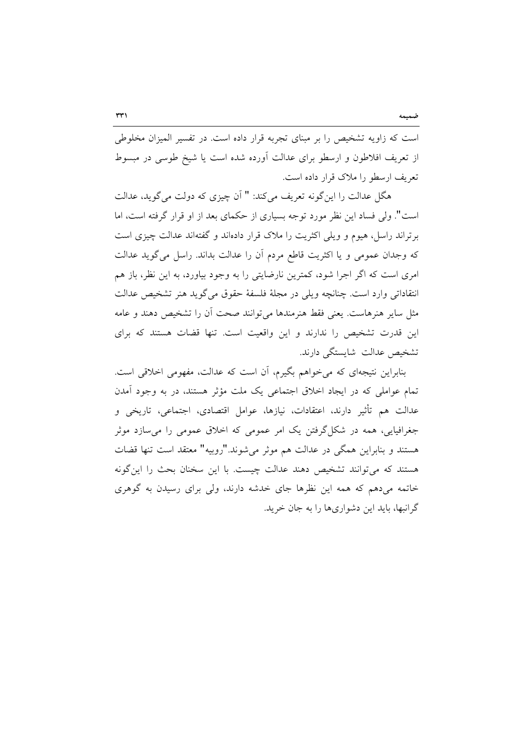است که زاویه تشخیص را بر مبنای تجربه قرار داده است. در تفسیر المیزان مخلوطی از تعریف افلاطون و ارسطو برای عدالت آورده شده است یا شیخ طوسی در مبسوط تعریف ارسطو را ملاک قرار داده است.

هگل عدالت را این‌گونه تعریف می‌کند: " آن چیزی که دولت می‌گوید، عدالت است". ولی فساد این نظر مورد توجه بسیاری از حکمای بعد از او قرار گرفته است، اما برتراند راسل، هیوم و ویلی اکثریت را ملاک قرار داده‌اند و گفته‌اند عدالت چیزی است که وجدان عمومی و یا اکثریت قاطع مردم آن را عدالت بداند. راسل می‌گوید عدالت امری است که اگر اجرا شود، کمترین نارضایتی را به وجود بیاورد، به این نظر، باز هم انتقاداتی وارد است. چنانچه ویلی در مجلهٔ فلسفهٔ حقوق می‌گوید هنر تشخیص عدالت مثل سایر هنرهاست. یعنی فقط هنرمندها می‌توانند صحت آن را تشخیص دهند و عامه این قدرت تشخیص را ندارند و این واقعیت است. تنها قضات هستند که برای تشخیص عدالت شایستگی دارند.

بنابراین نتیجه‌ای که می‌خواهم بگیرم، آن است که عدالت، مفهومی اخلاقی است. تمام عواملی که در ایجاد اخلاق اجتماعی یک ملت مؤثر هستند، در به وجود آمدن عدالت هم تأثیر دارند، اعتقادات، نیازها، عوامل اقتصادی، اجتماعی، تاریخی و جغرافیایی، همه در شکل‌گرفتن یک امر عمومی که اخلاق عمومی را می‌سازد موثر هستند و بنابراین همگی در عدالت هم موثر می‌شوند."روبیه" معتقد است تنها قضات هستند که می‌توانند تشخیص دهند عدالت چیست. با این سخنان بحث را این‌گونه خاتمه می‌دهم که همه این نظرها جای خدشه دارند، ولی برای رسیدن به گوهری گرانبها، باید این دشواری‌ها را به جان خرید.